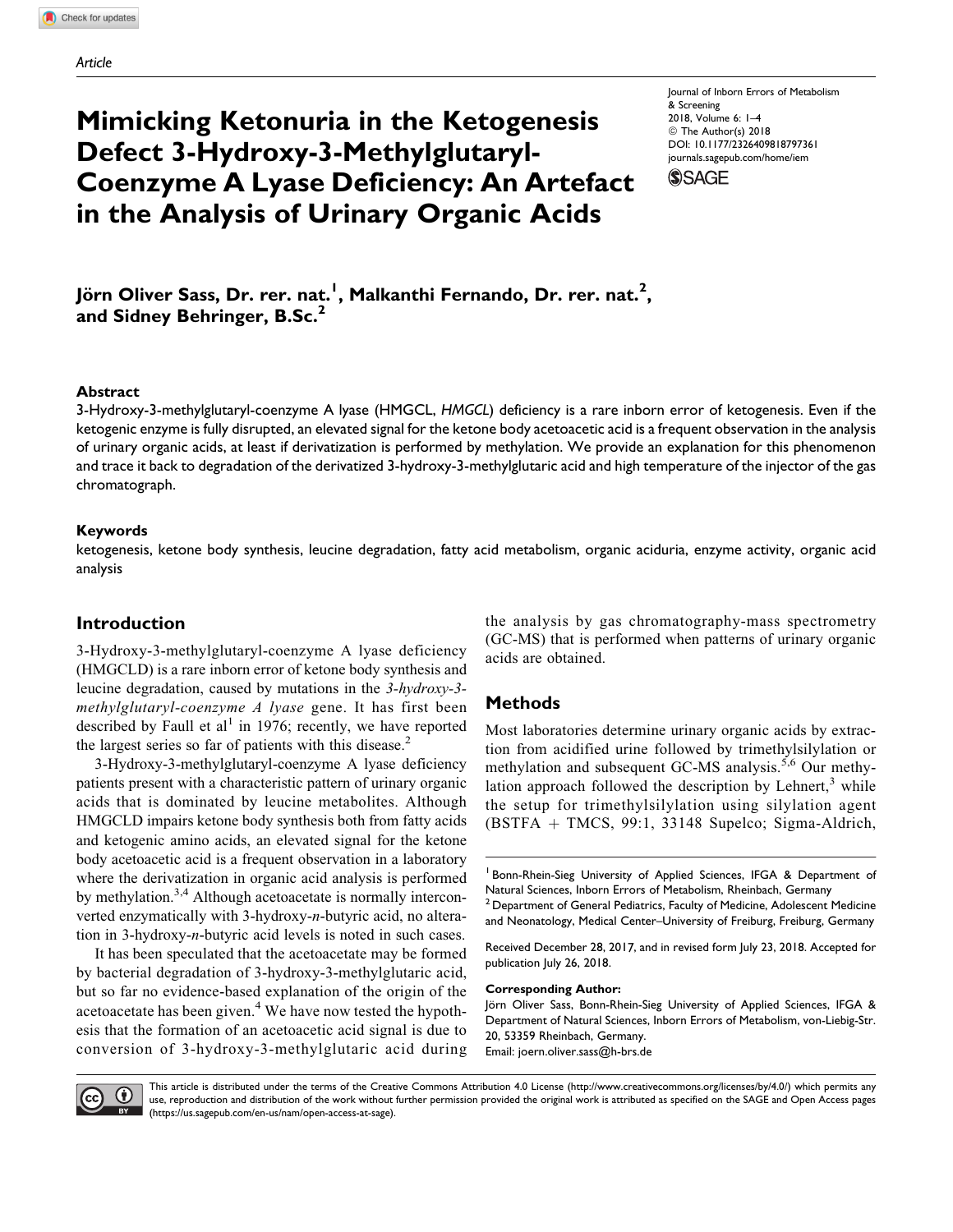Article

# Mimicking Ketonuria in the Ketogenesis Defect 3-Hydroxy-3-Methylglutaryl-Coenzyme A Lyase Deficiency: An Artefact in the Analysis of Urinary Organic Acids

Journal of Inborn Errors of Metabolism & Screening
2018, Volume 6: 1–4
© The Author(s) 2018
DOI: 10.1177/2326409818797361
journals.sagepub.com/home/iem

**Jörn Oliver Sass, Dr. rer. nat.[1], Malkanthi Fernando, Dr. rer. nat.[2], and Sidney Behringer, B.Sc.[2]**

### Abstract

3-Hydroxy-3-methylglutaryl-coenzyme A lyase (HMGCL, *HMGCL*) deficiency is a rare inborn error of ketogenesis. Even if the ketogenic enzyme is fully disrupted, an elevated signal for the ketone body acetoacetic acid is a frequent observation in the analysis of urinary organic acids, at least if derivatization is performed by methylation. We provide an explanation for this phenomenon and trace it back to degradation of the derivatized 3-hydroxy-3-methylglutaric acid and high temperature of the injector of the gas chromatograph.

### Keywords

ketogenesis, ketone body synthesis, leucine degradation, fatty acid metabolism, organic aciduria, enzyme activity, organic acid analysis

## Introduction

3-Hydroxy-3-methylglutaryl-coenzyme A lyase deficiency (HMGCLD) is a rare inborn error of ketone body synthesis and leucine degradation, caused by mutations in the *3-hydroxy-3-methylglutaryl-coenzyme A lyase* gene. It has first been described by Faull et al[1] in 1976; recently, we have reported the largest series so far of patients with this disease.[2]

3-Hydroxy-3-methylglutaryl-coenzyme A lyase deficiency patients present with a characteristic pattern of urinary organic acids that is dominated by leucine metabolites. Although HMGCLD impairs ketone body synthesis both from fatty acids and ketogenic amino acids, an elevated signal for the ketone body acetoacetic acid is a frequent observation in a laboratory where the derivatization in organic acid analysis is performed by methylation.[3,4] Although acetoacetate is normally interconverted enzymatically with 3-hydroxy-*n*-butyric acid, no alteration in 3-hydroxy-*n*-butyric acid levels is noted in such cases.

It has been speculated that the acetoacetate may be formed by bacterial degradation of 3-hydroxy-3-methylglutaric acid, but so far no evidence-based explanation of the origin of the acetoacetate has been given.[4] We have now tested the hypothesis that the formation of an acetoacetic acid signal is due to conversion of 3-hydroxy-3-methylglutaric acid during the analysis by gas chromatography-mass spectrometry (GC-MS) that is performed when patterns of urinary organic acids are obtained.

## Methods

Most laboratories determine urinary organic acids by extraction from acidified urine followed by trimethylsilylation or methylation and subsequent GC-MS analysis.[5,6] Our methylation approach followed the description by Lehnert,[3] while the setup for trimethylsilylation using silylation agent (BSTFA + TMCS, 99:1, 33148 Supelco; Sigma-Aldrich,

[1] Bonn-Rhein-Sieg University of Applied Sciences, IFGA & Department of Natural Sciences, Inborn Errors of Metabolism, Rheinbach, Germany
[2] Department of General Pediatrics, Faculty of Medicine, Adolescent Medicine and Neonatology, Medical Center–University of Freiburg, Freiburg, Germany

Received December 28, 2017, and in revised form July 23, 2018. Accepted for publication July 26, 2018.

**Corresponding Author:**
Jörn Oliver Sass, Bonn-Rhein-Sieg University of Applied Sciences, IFGA & Department of Natural Sciences, Inborn Errors of Metabolism, von-Liebig-Str. 20, 53359 Rheinbach, Germany.
Email: joern.oliver.sass@h-brs.de

This article is distributed under the terms of the Creative Commons Attribution 4.0 License (http://www.creativecommons.org/licenses/by/4.0/) which permits any use, reproduction and distribution of the work without further permission provided the original work is attributed as specified on the SAGE and Open Access pages (https://us.sagepub.com/en-us/nam/open-access-at-sage).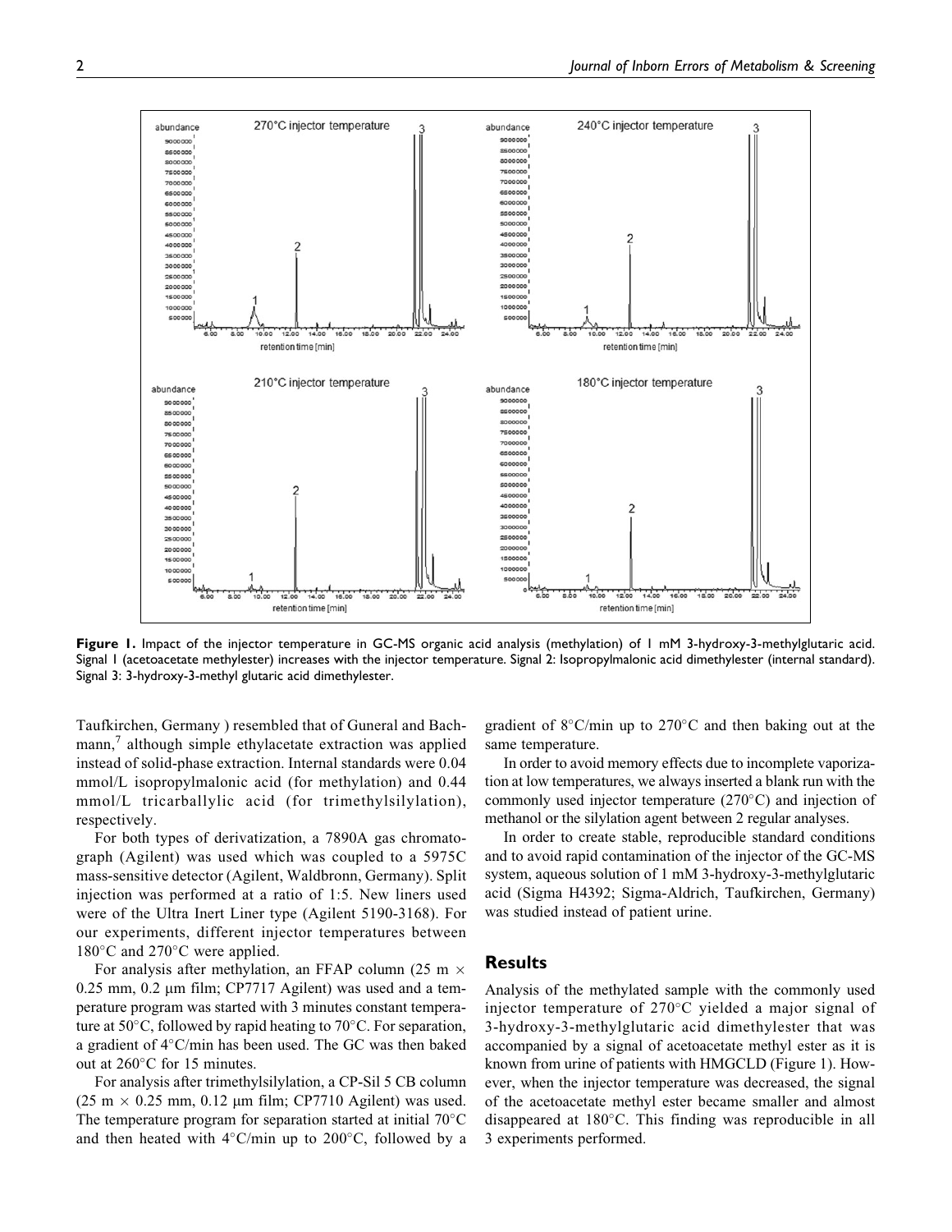**Figure 1.** Impact of the injector temperature in GC-MS organic acid analysis (methylation) of 1 mM 3-hydroxy-3-methylglutaric acid. Signal 1 (acetoacetate methylester) increases with the injector temperature. Signal 2: Isopropylmalonic acid dimethylester (internal standard). Signal 3: 3-hydroxy-3-methyl glutaric acid dimethylester.

Taufkirchen, Germany ) resembled that of Guneral and Bachmann,[7] although simple ethylacetate extraction was applied instead of solid-phase extraction. Internal standards were 0.04 mmol/L isopropylmalonic acid (for methylation) and 0.44 mmol/L tricarballylic acid (for trimethylsilylation), respectively.

For both types of derivatization, a 7890A gas chromatograph (Agilent) was used which was coupled to a 5975C mass-sensitive detector (Agilent, Waldbronn, Germany). Split injection was performed at a ratio of 1:5. New liners used were of the Ultra Inert Liner type (Agilent 5190-3168). For our experiments, different injector temperatures between 180°C and 270°C were applied.

For analysis after methylation, an FFAP column (25 m × 0.25 mm, 0.2 μm film; CP7717 Agilent) was used and a temperature program was started with 3 minutes constant temperature at 50°C, followed by rapid heating to 70°C. For separation, a gradient of 4°C/min has been used. The GC was then baked out at 260°C for 15 minutes.

For analysis after trimethylsilylation, a CP-Sil 5 CB column (25 m × 0.25 mm, 0.12 μm film; CP7710 Agilent) was used. The temperature program for separation started at initial 70°C and then heated with 4°C/min up to 200°C, followed by a gradient of 8°C/min up to 270°C and then baking out at the same temperature.

In order to avoid memory effects due to incomplete vaporization at low temperatures, we always inserted a blank run with the commonly used injector temperature (270°C) and injection of methanol or the silylation agent between 2 regular analyses.

In order to create stable, reproducible standard conditions and to avoid rapid contamination of the injector of the GC-MS system, aqueous solution of 1 mM 3-hydroxy-3-methylglutaric acid (Sigma H4392; Sigma-Aldrich, Taufkirchen, Germany) was studied instead of patient urine.

## Results

Analysis of the methylated sample with the commonly used injector temperature of 270°C yielded a major signal of 3-hydroxy-3-methylglutaric acid dimethylester that was accompanied by a signal of acetoacetate methyl ester as it is known from urine of patients with HMGCLD (Figure 1). However, when the injector temperature was decreased, the signal of the acetoacetate methyl ester became smaller and almost disappeared at 180°C. This finding was reproducible in all 3 experiments performed.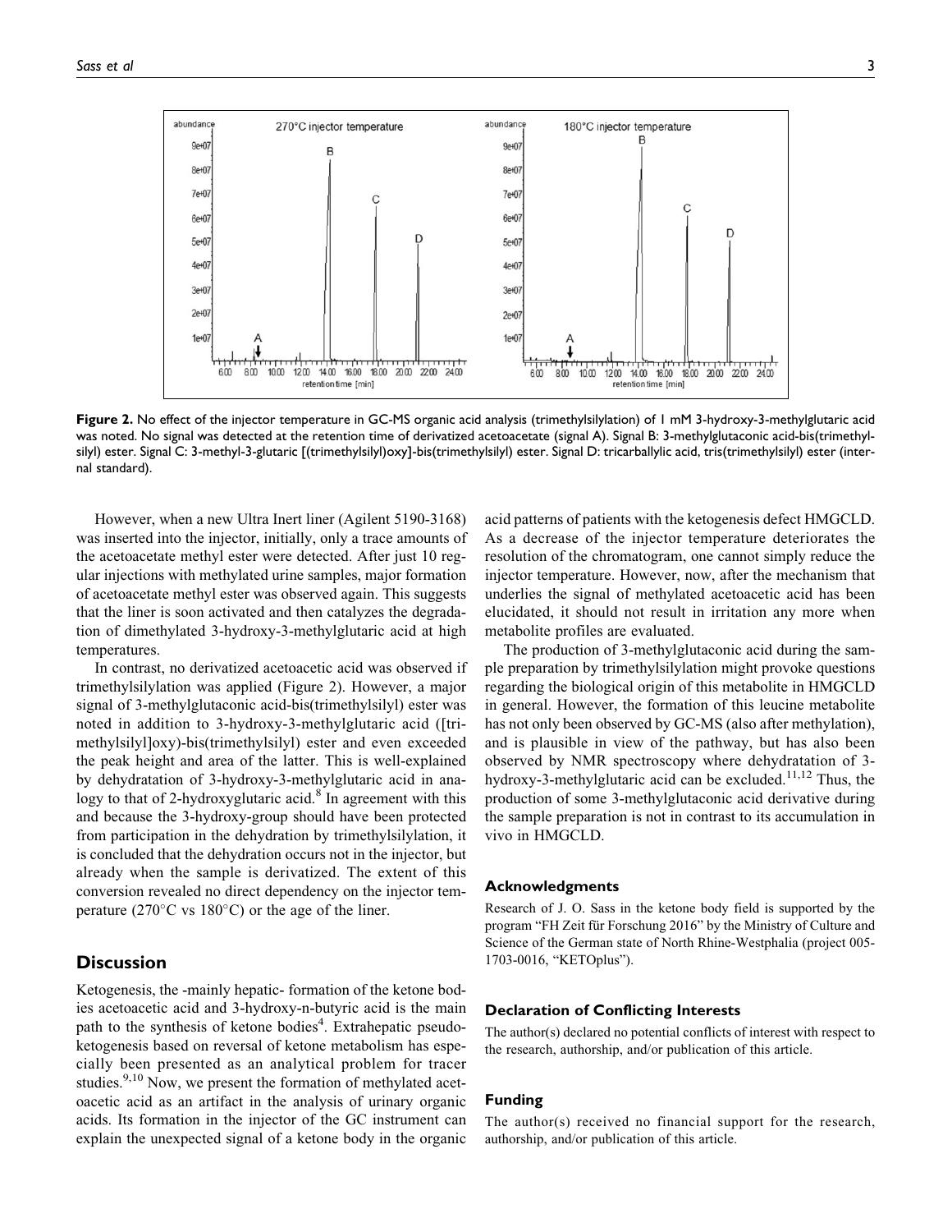**Figure 2.** No effect of the injector temperature in GC-MS organic acid analysis (trimethylsilylation) of 1 mM 3-hydroxy-3-methylglutaric acid was noted. No signal was detected at the retention time of derivatized acetoacetate (signal A). Signal B: 3-methylglutaconic acid-bis(trimethylsilyl) ester. Signal C: 3-methyl-3-glutaric [(trimethylsilyl)oxy]-bis(trimethylsilyl) ester. Signal D: tricarballylic acid, tris(trimethylsilyl) ester (internal standard).

However, when a new Ultra Inert liner (Agilent 5190-3168) was inserted into the injector, initially, only a trace amounts of the acetoacetate methyl ester were detected. After just 10 regular injections with methylated urine samples, major formation of acetoacetate methyl ester was observed again. This suggests that the liner is soon activated and then catalyzes the degradation of dimethylated 3-hydroxy-3-methylglutaric acid at high temperatures.

In contrast, no derivatized acetoacetic acid was observed if trimethylsilylation was applied (Figure 2). However, a major signal of 3-methylglutaconic acid-bis(trimethylsilyl) ester was noted in addition to 3-hydroxy-3-methylglutaric acid ([trimethylsilyl]oxy)-bis(trimethylsilyl) ester and even exceeded the peak height and area of the latter. This is well-explained by dehydratation of 3-hydroxy-3-methylglutaric acid in analogy to that of 2-hydroxyglutaric acid.[8] In agreement with this and because the 3-hydroxy-group should have been protected from participation in the dehydration by trimethylsilylation, it is concluded that the dehydration occurs not in the injector, but already when the sample is derivatized. The extent of this conversion revealed no direct dependency on the injector temperature (270°C vs 180°C) or the age of the liner.

## Discussion

Ketogenesis, the -mainly hepatic- formation of the ketone bodies acetoacetic acid and 3-hydroxy-n-butyric acid is the main path to the synthesis of ketone bodies[4]. Extrahepatic pseudoketogenesis based on reversal of ketone metabolism has especially been presented as an analytical problem for tracer studies.[9,10] Now, we present the formation of methylated acetoacetic acid as an artifact in the analysis of urinary organic acids. Its formation in the injector of the GC instrument can explain the unexpected signal of a ketone body in the organic acid patterns of patients with the ketogenesis defect HMGCLD. As a decrease of the injector temperature deteriorates the resolution of the chromatogram, one cannot simply reduce the injector temperature. However, now, after the mechanism that underlies the signal of methylated acetoacetic acid has been elucidated, it should not result in irritation any more when metabolite profiles are evaluated.

The production of 3-methylglutaconic acid during the sample preparation by trimethylsilylation might provoke questions regarding the biological origin of this metabolite in HMGCLD in general. However, the formation of this leucine metabolite has not only been observed by GC-MS (also after methylation), and is plausible in view of the pathway, but has also been observed by NMR spectroscopy where dehydratation of 3-hydroxy-3-methylglutaric acid can be excluded.[11,12] Thus, the production of some 3-methylglutaconic acid derivative during the sample preparation is not in contrast to its accumulation in vivo in HMGCLD.

### Acknowledgments

Research of J. O. Sass in the ketone body field is supported by the program "FH Zeit für Forschung 2016" by the Ministry of Culture and Science of the German state of North Rhine-Westphalia (project 005-1703-0016, "KETOplus").

### Declaration of Conflicting Interests

The author(s) declared no potential conflicts of interest with respect to the research, authorship, and/or publication of this article.

### Funding

The author(s) received no financial support for the research, authorship, and/or publication of this article.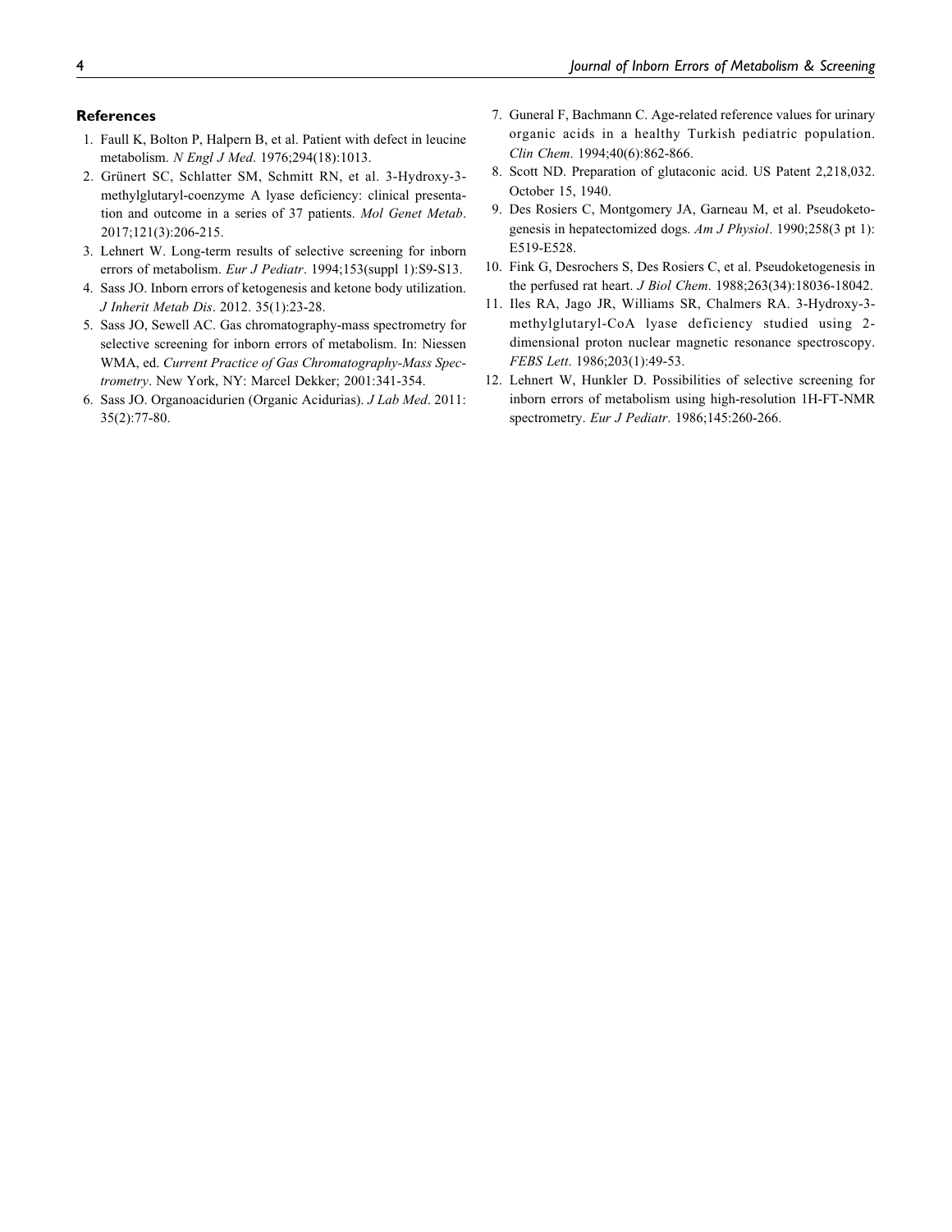## References

1. Faull K, Bolton P, Halpern B, et al. Patient with defect in leucine metabolism. *N Engl J Med*. 1976;294(18):1013.
2. Grünert SC, Schlatter SM, Schmitt RN, et al. 3-Hydroxy-3-methylglutaryl-coenzyme A lyase deficiency: clinical presentation and outcome in a series of 37 patients. *Mol Genet Metab*. 2017;121(3):206-215.
3. Lehnert W. Long-term results of selective screening for inborn errors of metabolism. *Eur J Pediatr*. 1994;153(suppl 1):S9-S13.
4. Sass JO. Inborn errors of ketogenesis and ketone body utilization. *J Inherit Metab Dis*. 2012. 35(1):23-28.
5. Sass JO, Sewell AC. Gas chromatography-mass spectrometry for selective screening for inborn errors of metabolism. In: Niessen WMA, ed. *Current Practice of Gas Chromatography-Mass Spectrometry*. New York, NY: Marcel Dekker; 2001:341-354.
6. Sass JO. Organoacidurien (Organic Acidurias). *J Lab Med*. 2011: 35(2):77-80.
7. Guneral F, Bachmann C. Age-related reference values for urinary organic acids in a healthy Turkish pediatric population. *Clin Chem*. 1994;40(6):862-866.
8. Scott ND. Preparation of glutaconic acid. US Patent 2,218,032. October 15, 1940.
9. Des Rosiers C, Montgomery JA, Garneau M, et al. Pseudoketogenesis in hepatectomized dogs. *Am J Physiol*. 1990;258(3 pt 1): E519-E528.
10. Fink G, Desrochers S, Des Rosiers C, et al. Pseudoketogenesis in the perfused rat heart. *J Biol Chem*. 1988;263(34):18036-18042.
11. Iles RA, Jago JR, Williams SR, Chalmers RA. 3-Hydroxy-3-methylglutaryl-CoA lyase deficiency studied using 2-dimensional proton nuclear magnetic resonance spectroscopy. *FEBS Lett*. 1986;203(1):49-53.
12. Lehnert W, Hunkler D. Possibilities of selective screening for inborn errors of metabolism using high-resolution 1H-FT-NMR spectrometry. *Eur J Pediatr*. 1986;145:260-266.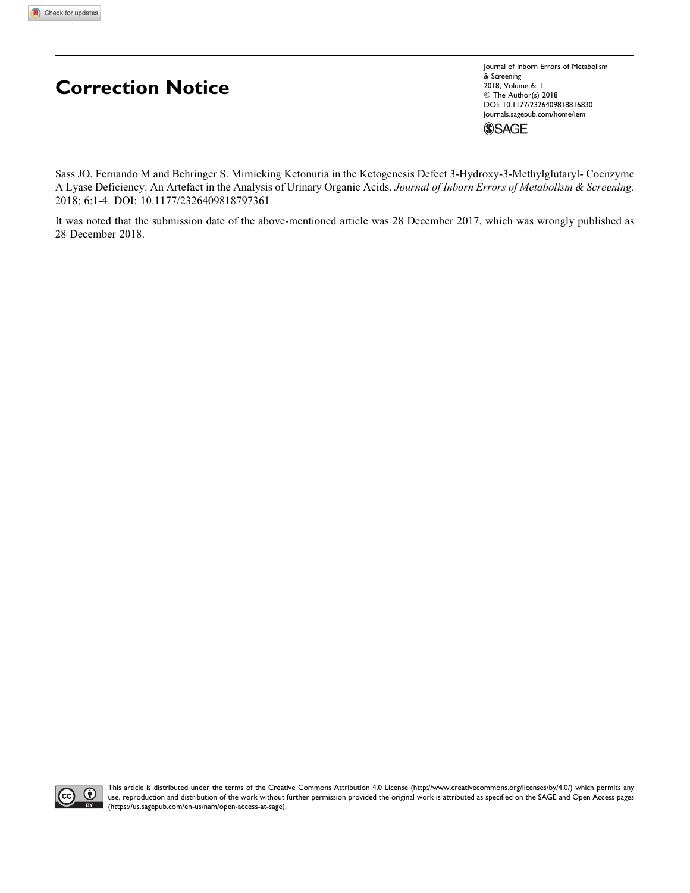# Correction Notice

Sass JO, Fernando M and Behringer S. Mimicking Ketonuria in the Ketogenesis Defect 3-Hydroxy-3-Methylglutaryl- Coenzyme A Lyase Deficiency: An Artefact in the Analysis of Urinary Organic Acids. *Journal of Inborn Errors of Metabolism & Screening.* 2018; 6:1-4. DOI: 10.1177/2326409818797361

It was noted that the submission date of the above-mentioned article was 28 December 2017, which was wrongly published as 28 December 2018.

This article is distributed under the terms of the Creative Commons Attribution 4.0 License (http://www.creativecommons.org/licenses/by/4.0/) which permits any use, reproduction and distribution of the work without further permission provided the original work is attributed as specified on the SAGE and Open Access pages (https://us.sagepub.com/en-us/nam/open-access-at-sage).